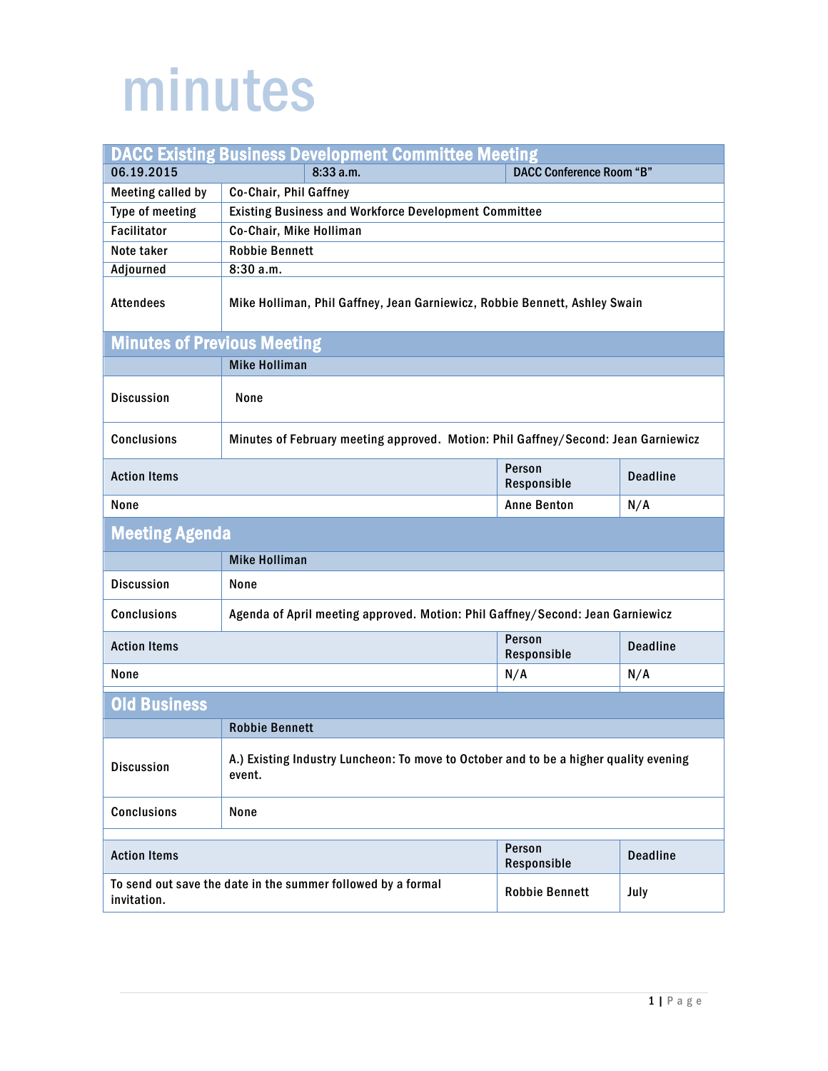# minutes

## DACC Existing Business Development Committee Meeting

| 06.19.2015 | 8:33 a.m. | DACC Conference Room "B" |
|---|---|---|

| | |
|---|---|
| Meeting called by | Co-Chair, Phil Gaffney |
| Type of meeting | Existing Business and Workforce Development Committee |
| Facilitator | Co-Chair, Mike Holliman |
| Note taker | Robbie Bennett |
| Adjourned | 8:30 a.m. |
| Attendees | Mike Holliman, Phil Gaffney, Jean Garniewicz, Robbie Bennett, Ashley Swain |

## Minutes of Previous Meeting

| | Mike Holliman |
|---|---|
| Discussion | None |
| Conclusions | Minutes of February meeting approved. Motion: Phil Gaffney/Second: Jean Garniewicz |

| Action Items | Person Responsible | Deadline |
|---|---|---|
| None | Anne Benton | N/A |

## Meeting Agenda

| | Mike Holliman |
|---|---|
| Discussion | None |
| Conclusions | Agenda of April meeting approved. Motion: Phil Gaffney/Second: Jean Garniewicz |

| Action Items | Person Responsible | Deadline |
|---|---|---|
| None | N/A | N/A |

## Old Business

| | Robbie Bennett |
|---|---|
| Discussion | A.) Existing Industry Luncheon: To move to October and to be a higher quality evening event. |
| Conclusions | None |

| Action Items | Person Responsible | Deadline |
|---|---|---|
| To send out save the date in the summer followed by a formal invitation. | Robbie Bennett | July |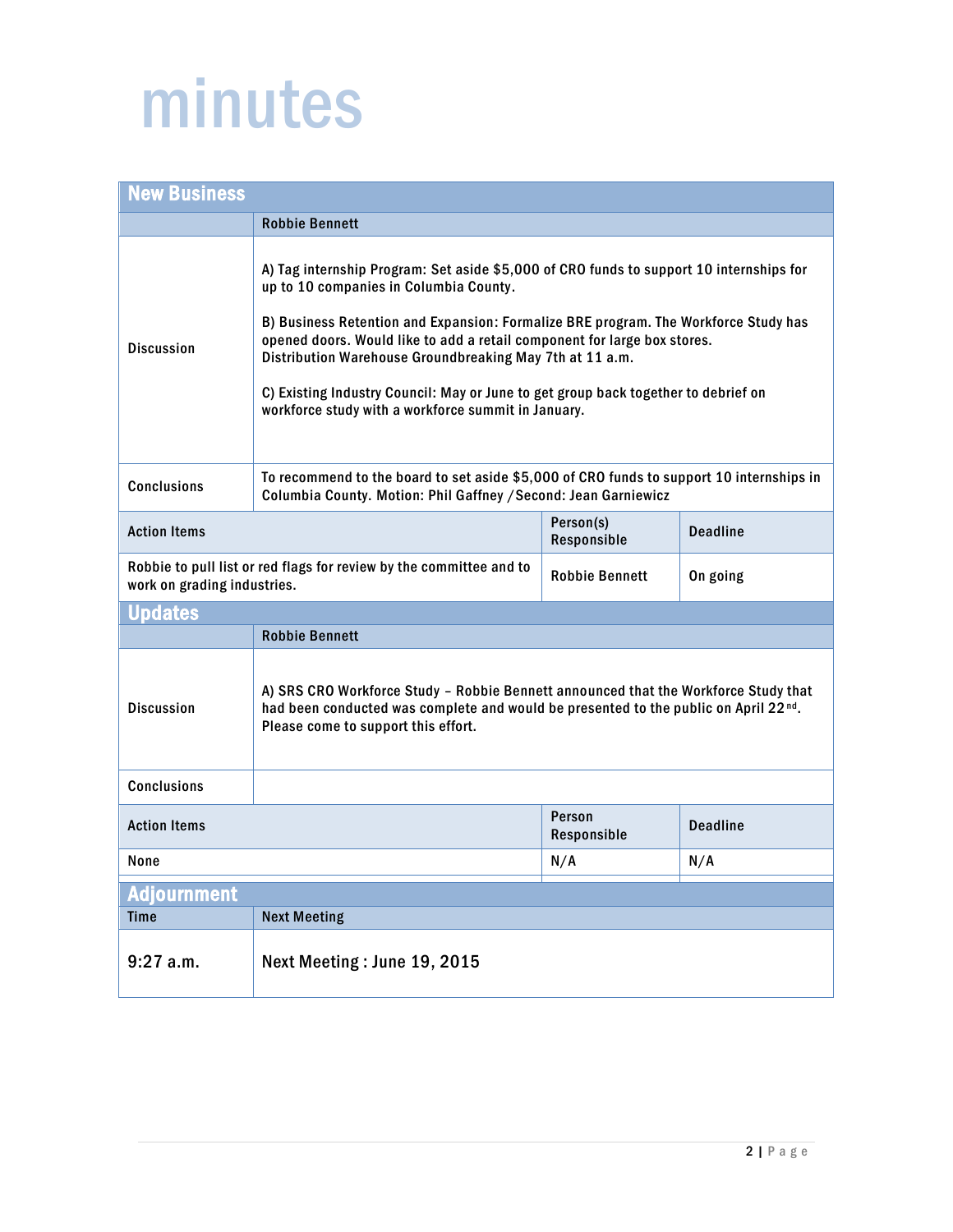# minutes

## New Business

| | | | |
|---|---|---|---|
| | Robbie Bennett | | |
| Discussion | A) Tag internship Program: Set aside $5,000 of CRO funds to support 10 internships for up to 10 companies in Columbia County.<br><br>B) Business Retention and Expansion: Formalize BRE program. The Workforce Study has opened doors. Would like to add a retail component for large box stores. Distribution Warehouse Groundbreaking May 7th at 11 a.m.<br><br>C) Existing Industry Council: May or June to get group back together to debrief on workforce study with a workforce summit in January. | | |
| Conclusions | To recommend to the board to set aside $5,000 of CRO funds to support 10 internships in Columbia County. Motion: Phil Gaffney / Second: Jean Garniewicz | | |
| Action Items | | Person(s) Responsible | Deadline |
| Robbie to pull list or red flags for review by the committee and to work on grading industries. | | Robbie Bennett | On going |

## Updates

| | | | |
|---|---|---|---|
| | Robbie Bennett | | |
| Discussion | A) SRS CRO Workforce Study – Robbie Bennett announced that the Workforce Study that had been conducted was complete and would be presented to the public on April 22nd. Please come to support this effort. | | |
| Conclusions | | | |
| Action Items | | Person Responsible | Deadline |
| None | | N/A | N/A |

## Adjournment

| Time | Next Meeting |
|---|---|
| 9:27 a.m. | Next Meeting : June 19, 2015 |